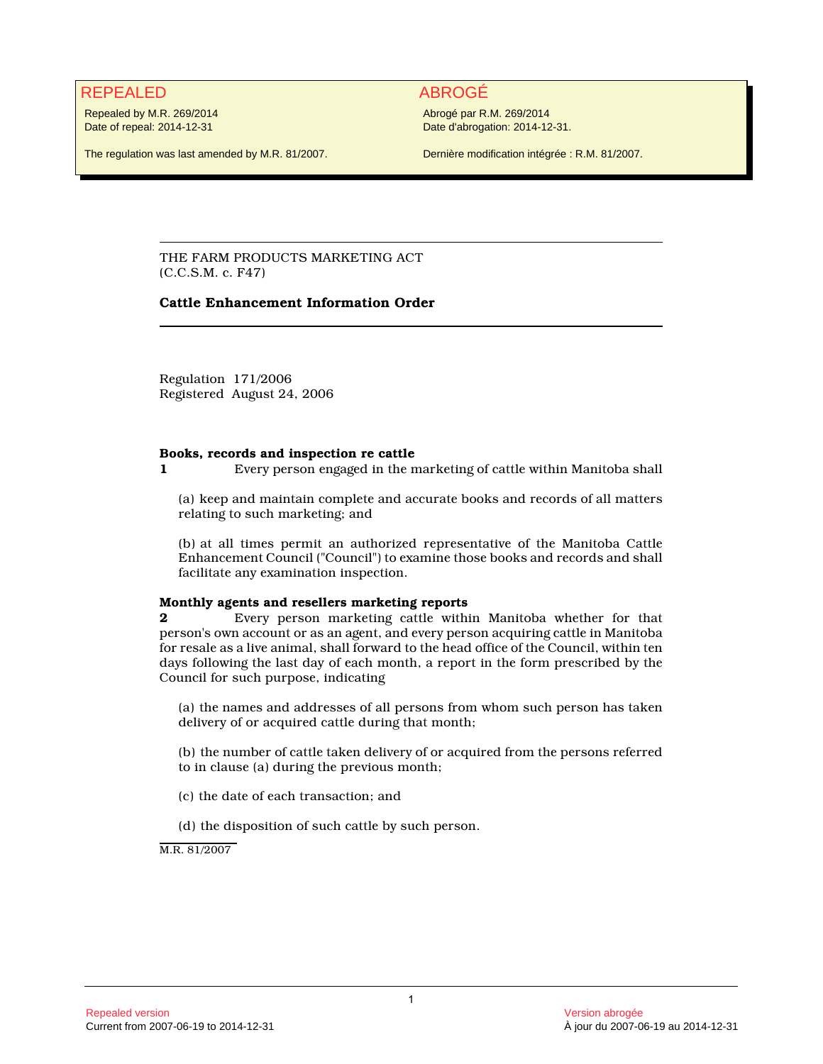REPEALED

Repealed by M.R. 269/2014
Date of repeal: 2014-12-31

The regulation was last amended by M.R. 81/2007.

ABROGÉ

Abrogé par R.M. 269/2014
Date d'abrogation: 2014-12-31.

Dernière modification intégrée : R.M. 81/2007.

THE FARM PRODUCTS MARKETING ACT
(C.C.S.M. c. F47)

# Cattle Enhancement Information Order

Regulation 171/2006
Registered August 24, 2006

**Books, records and inspection re cattle**

**1** Every person engaged in the marketing of cattle within Manitoba shall

(a) keep and maintain complete and accurate books and records of all matters relating to such marketing; and

(b) at all times permit an authorized representative of the Manitoba Cattle Enhancement Council ("Council") to examine those books and records and shall facilitate any examination inspection.

**Monthly agents and resellers marketing reports**

**2** Every person marketing cattle within Manitoba whether for that person's own account or as an agent, and every person acquiring cattle in Manitoba for resale as a live animal, shall forward to the head office of the Council, within ten days following the last day of each month, a report in the form prescribed by the Council for such purpose, indicating

(a) the names and addresses of all persons from whom such person has taken delivery of or acquired cattle during that month;

(b) the number of cattle taken delivery of or acquired from the persons referred to in clause (a) during the previous month;

(c) the date of each transaction; and

(d) the disposition of such cattle by such person.

M.R. 81/2007

Repealed version
Current from 2007-06-19 to 2014-12-31

Version abrogée
À jour du 2007-06-19 au 2014-12-31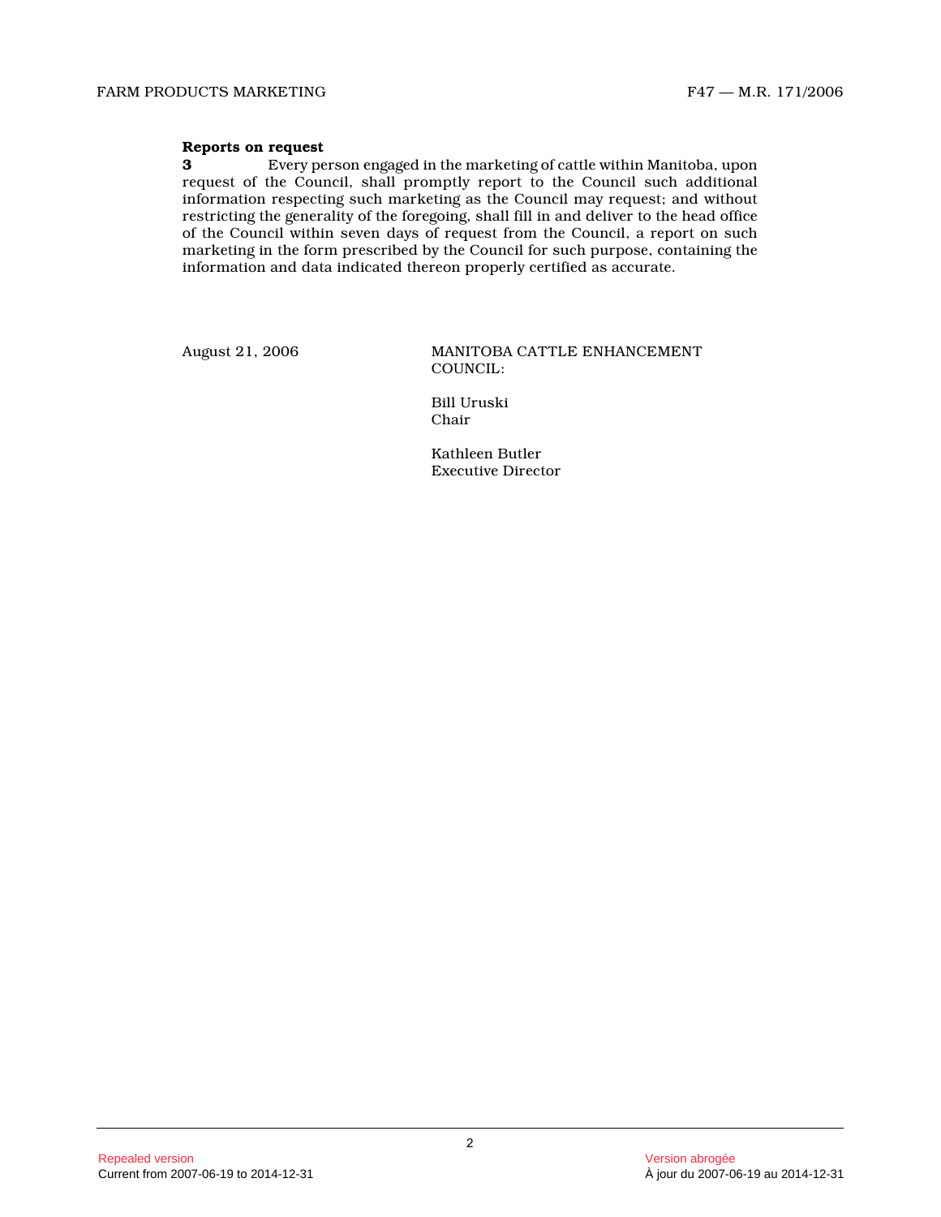**Reports on request**

**3** Every person engaged in the marketing of cattle within Manitoba, upon request of the Council, shall promptly report to the Council such additional information respecting such marketing as the Council may request; and without restricting the generality of the foregoing, shall fill in and deliver to the head office of the Council within seven days of request from the Council, a report on such marketing in the form prescribed by the Council for such purpose, containing the information and data indicated thereon properly certified as accurate.

August 21, 2006

MANITOBA CATTLE ENHANCEMENT COUNCIL:

Bill Uruski
Chair

Kathleen Butler
Executive Director